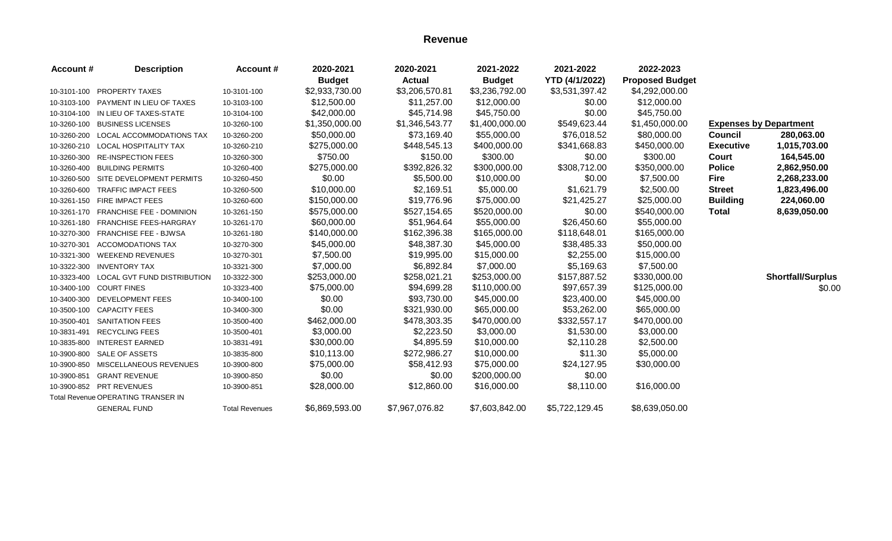# Revenue

| Account # | Description | Account # | 2020-2021 Budget | 2020-2021 Actual | 2021-2022 Budget | 2021-2022 YTD (4/1/2022) | 2022-2023 Proposed Budget |
|---|---|---|---|---|---|---|---|
| 10-3101-100 | PROPERTY TAXES | 10-3101-100 | $2,933,730.00 | $3,206,570.81 | $3,236,792.00 | $3,531,397.42 | $4,292,000.00 |
| 10-3103-100 | PAYMENT IN LIEU OF TAXES | 10-3103-100 | $12,500.00 | $11,257.00 | $12,000.00 | $0.00 | $12,000.00 |
| 10-3104-100 | IN LIEU OF TAXES-STATE | 10-3104-100 | $42,000.00 | $45,714.98 | $45,750.00 | $0.00 | $45,750.00 |
| 10-3260-100 | BUSINESS LICENSES | 10-3260-100 | $1,350,000.00 | $1,346,543.77 | $1,400,000.00 | $549,623.44 | $1,450,000.00 |
| 10-3260-200 | LOCAL ACCOMMODATIONS TAX | 10-3260-200 | $50,000.00 | $73,169.40 | $55,000.00 | $76,018.52 | $80,000.00 |
| 10-3260-210 | LOCAL HOSPITALITY TAX | 10-3260-210 | $275,000.00 | $448,545.13 | $400,000.00 | $341,668.83 | $450,000.00 |
| 10-3260-300 | RE-INSPECTION FEES | 10-3260-300 | $750.00 | $150.00 | $300.00 | $0.00 | $300.00 |
| 10-3260-400 | BUILDING PERMITS | 10-3260-400 | $275,000.00 | $392,826.32 | $300,000.00 | $308,712.00 | $350,000.00 |
| 10-3260-500 | SITE DEVELOPMENT PERMITS | 10-3260-450 | $0.00 | $5,500.00 | $10,000.00 | $0.00 | $7,500.00 |
| 10-3260-600 | TRAFFIC IMPACT FEES | 10-3260-500 | $10,000.00 | $2,169.51 | $5,000.00 | $1,621.79 | $2,500.00 |
| 10-3261-150 | FIRE IMPACT FEES | 10-3260-600 | $150,000.00 | $19,776.96 | $75,000.00 | $21,425.27 | $25,000.00 |
| 10-3261-170 | FRANCHISE FEE - DOMINION | 10-3261-150 | $575,000.00 | $527,154.65 | $520,000.00 | $0.00 | $540,000.00 |
| 10-3261-180 | FRANCHISE FEES-HARGRAY | 10-3261-170 | $60,000.00 | $51,964.64 | $55,000.00 | $26,450.60 | $55,000.00 |
| 10-3270-300 | FRANCHISE FEE - BJWSA | 10-3261-180 | $140,000.00 | $162,396.38 | $165,000.00 | $118,648.01 | $165,000.00 |
| 10-3270-301 | ACCOMODATIONS TAX | 10-3270-300 | $45,000.00 | $48,387.30 | $45,000.00 | $38,485.33 | $50,000.00 |
| 10-3321-300 | WEEKEND REVENUES | 10-3270-301 | $7,500.00 | $19,995.00 | $15,000.00 | $2,255.00 | $15,000.00 |
| 10-3322-300 | INVENTORY TAX | 10-3321-300 | $7,000.00 | $6,892.84 | $7,000.00 | $5,169.63 | $7,500.00 |
| 10-3323-400 | LOCAL GVT FUND DISTRIBUTION | 10-3322-300 | $253,000.00 | $258,021.21 | $253,000.00 | $157,887.52 | $330,000.00 |
| 10-3400-100 | COURT FINES | 10-3323-400 | $75,000.00 | $94,699.28 | $110,000.00 | $97,657.39 | $125,000.00 |
| 10-3400-300 | DEVELOPMENT FEES | 10-3400-100 | $0.00 | $93,730.00 | $45,000.00 | $23,400.00 | $45,000.00 |
| 10-3500-100 | CAPACITY FEES | 10-3400-300 | $0.00 | $321,930.00 | $65,000.00 | $53,262.00 | $65,000.00 |
| 10-3500-401 | SANITATION FEES | 10-3500-400 | $462,000.00 | $478,303.35 | $470,000.00 | $332,557.17 | $470,000.00 |
| 10-3831-491 | RECYCLING FEES | 10-3500-401 | $3,000.00 | $2,223.50 | $3,000.00 | $1,530.00 | $3,000.00 |
| 10-3835-800 | INTEREST EARNED | 10-3831-491 | $30,000.00 | $4,895.59 | $10,000.00 | $2,110.28 | $2,500.00 |
| 10-3900-800 | SALE OF ASSETS | 10-3835-800 | $10,113.00 | $272,986.27 | $10,000.00 | $11.30 | $5,000.00 |
| 10-3900-850 | MISCELLANEOUS REVENUES | 10-3900-800 | $75,000.00 | $58,412.93 | $75,000.00 | $24,127.95 | $30,000.00 |
| 10-3900-851 | GRANT REVENUE | 10-3900-850 | $0.00 | $0.00 | $200,000.00 | $0.00 | |
| 10-3900-852 | PRT REVENUES | 10-3900-851 | $28,000.00 | $12,860.00 | $16,000.00 | $8,110.00 | $16,000.00 |
| Total Revenue OPERATING TRANSER IN | | | | | | | |
| | GENERAL FUND | Total Revenues | $6,869,593.00 | $7,967,076.82 | $7,603,842.00 | $5,722,129.45 | $8,639,050.00 |

**Expenses by Department**

| | |
|---|---|
| **Council** | **280,063.00** |
| **Executive** | **1,015,703.00** |
| **Court** | **164,545.00** |
| **Police** | **2,862,950.00** |
| **Fire** | **2,268,233.00** |
| **Street** | **1,823,496.00** |
| **Building** | **224,060.00** |
| **Total** | **8,639,050.00** |

**Shortfall/Surplus**

$0.00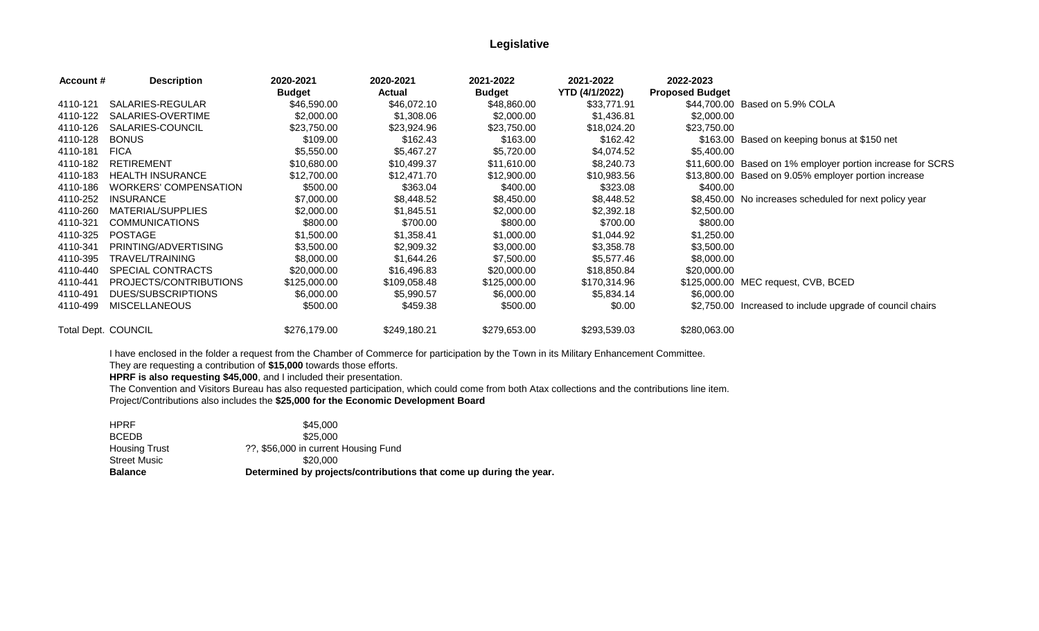## Legislative

| Account # | Description | 2020-2021 Budget | 2020-2021 Actual | 2021-2022 Budget | 2021-2022 YTD (4/1/2022) | 2022-2023 Proposed Budget | |
|---|---|---|---|---|---|---|---|
| 4110-121 | SALARIES-REGULAR | $46,590.00 | $46,072.10 | $48,860.00 | $33,771.91 | $44,700.00 | Based on 5.9% COLA |
| 4110-122 | SALARIES-OVERTIME | $2,000.00 | $1,308.06 | $2,000.00 | $1,436.81 | $2,000.00 | |
| 4110-126 | SALARIES-COUNCIL | $23,750.00 | $23,924.96 | $23,750.00 | $18,024.20 | $23,750.00 | |
| 4110-128 | BONUS | $109.00 | $162.43 | $163.00 | $162.42 | $163.00 | Based on keeping bonus at $150 net |
| 4110-181 | FICA | $5,550.00 | $5,467.27 | $5,720.00 | $4,074.52 | $5,400.00 | |
| 4110-182 | RETIREMENT | $10,680.00 | $10,499.37 | $11,610.00 | $8,240.73 | $11,600.00 | Based on 1% employer portion increase for SCRS |
| 4110-183 | HEALTH INSURANCE | $12,700.00 | $12,471.70 | $12,900.00 | $10,983.56 | $13,800.00 | Based on 9.05% employer portion increase |
| 4110-186 | WORKERS' COMPENSATION | $500.00 | $363.04 | $400.00 | $323.08 | $400.00 | |
| 4110-252 | INSURANCE | $7,000.00 | $8,448.52 | $8,450.00 | $8,448.52 | $8,450.00 | No increases scheduled for next policy year |
| 4110-260 | MATERIAL/SUPPLIES | $2,000.00 | $1,845.51 | $2,000.00 | $2,392.18 | $2,500.00 | |
| 4110-321 | COMMUNICATIONS | $800.00 | $700.00 | $800.00 | $700.00 | $800.00 | |
| 4110-325 | POSTAGE | $1,500.00 | $1,358.41 | $1,000.00 | $1,044.92 | $1,250.00 | |
| 4110-341 | PRINTING/ADVERTISING | $3,500.00 | $2,909.32 | $3,000.00 | $3,358.78 | $3,500.00 | |
| 4110-395 | TRAVEL/TRAINING | $8,000.00 | $1,644.26 | $7,500.00 | $5,577.46 | $8,000.00 | |
| 4110-440 | SPECIAL CONTRACTS | $20,000.00 | $16,496.83 | $20,000.00 | $18,850.84 | $20,000.00 | |
| 4110-441 | PROJECTS/CONTRIBUTIONS | $125,000.00 | $109,058.48 | $125,000.00 | $170,314.96 | $125,000.00 | MEC request, CVB, BCED |
| 4110-491 | DUES/SUBSCRIPTIONS | $6,000.00 | $5,990.57 | $6,000.00 | $5,834.14 | $6,000.00 | |
| 4110-499 | MISCELLANEOUS | $500.00 | $459.38 | $500.00 | $0.00 | $2,750.00 | Increased to include upgrade of council chairs |
| Total Dept. COUNCIL | | $276,179.00 | $249,180.21 | $279,653.00 | $293,539.03 | $280,063.00 | |

I have enclosed in the folder a request from the Chamber of Commerce for participation by the Town in its Military Enhancement Committee.
They are requesting a contribution of **$15,000** towards those efforts.
**HPRF is also requesting $45,000**, and I included their presentation.
The Convention and Visitors Bureau has also requested participation, which could come from both Atax collections and the contributions line item.
Project/Contributions also includes the **$25,000 for the Economic Development Board**

| | |
|---|---|
| HPRF | $45,000 |
| BCEDB | $25,000 |
| Housing Trust | ??, $56,000 in current Housing Fund |
| Street Music | $20,000 |
| **Balance** | **Determined by projects/contributions that come up during the year.** |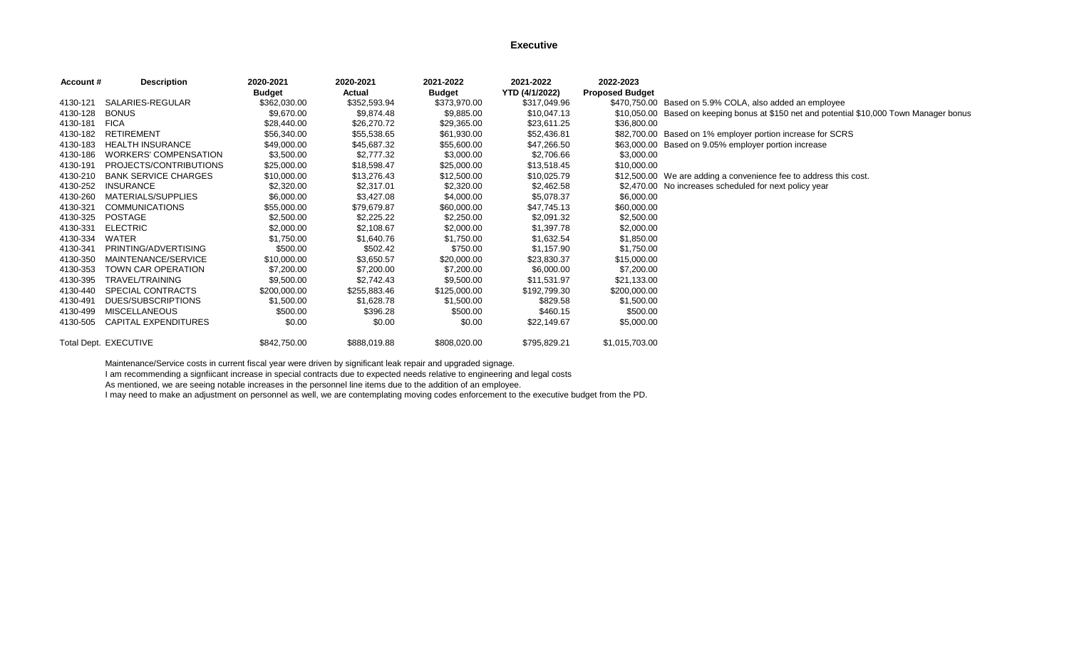## Executive

| Account # | Description | 2020-2021 Budget | 2020-2021 Actual | 2021-2022 Budget | 2021-2022 YTD (4/1/2022) | 2022-2023 Proposed Budget | |
|---|---|---|---|---|---|---|---|
| 4130-121 | SALARIES-REGULAR | $362,030.00 | $352,593.94 | $373,970.00 | $317,049.96 | $470,750.00 | Based on 5.9% COLA, also added an employee |
| 4130-128 | BONUS | $9,670.00 | $9,874.48 | $9,885.00 | $10,047.13 | $10,050.00 | Based on keeping bonus at $150 net and potential $10,000 Town Manager bonus |
| 4130-181 | FICA | $28,440.00 | $26,270.72 | $29,365.00 | $23,611.25 | $36,800.00 | |
| 4130-182 | RETIREMENT | $56,340.00 | $55,538.65 | $61,930.00 | $52,436.81 | $82,700.00 | Based on 1% employer portion increase for SCRS |
| 4130-183 | HEALTH INSURANCE | $49,000.00 | $45,687.32 | $55,600.00 | $47,266.50 | $63,000.00 | Based on 9.05% employer portion increase |
| 4130-186 | WORKERS' COMPENSATION | $3,500.00 | $2,777.32 | $3,000.00 | $2,706.66 | $3,000.00 | |
| 4130-191 | PROJECTS/CONTRIBUTIONS | $25,000.00 | $18,598.47 | $25,000.00 | $13,518.45 | $10,000.00 | |
| 4130-210 | BANK SERVICE CHARGES | $10,000.00 | $13,276.43 | $12,500.00 | $10,025.79 | $12,500.00 | We are adding a convenience fee to address this cost. |
| 4130-252 | INSURANCE | $2,320.00 | $2,317.01 | $2,320.00 | $2,462.58 | $2,470.00 | No increases scheduled for next policy year |
| 4130-260 | MATERIALS/SUPPLIES | $6,000.00 | $3,427.08 | $4,000.00 | $5,078.37 | $6,000.00 | |
| 4130-321 | COMMUNICATIONS | $55,000.00 | $79,679.87 | $60,000.00 | $47,745.13 | $60,000.00 | |
| 4130-325 | POSTAGE | $2,500.00 | $2,225.22 | $2,250.00 | $2,091.32 | $2,500.00 | |
| 4130-331 | ELECTRIC | $2,000.00 | $2,108.67 | $2,000.00 | $1,397.78 | $2,000.00 | |
| 4130-334 | WATER | $1,750.00 | $1,640.76 | $1,750.00 | $1,632.54 | $1,850.00 | |
| 4130-341 | PRINTING/ADVERTISING | $500.00 | $502.42 | $750.00 | $1,157.90 | $1,750.00 | |
| 4130-350 | MAINTENANCE/SERVICE | $10,000.00 | $3,650.57 | $20,000.00 | $23,830.37 | $15,000.00 | |
| 4130-353 | TOWN CAR OPERATION | $7,200.00 | $7,200.00 | $7,200.00 | $6,000.00 | $7,200.00 | |
| 4130-395 | TRAVEL/TRAINING | $9,500.00 | $2,742.43 | $9,500.00 | $11,531.97 | $21,133.00 | |
| 4130-440 | SPECIAL CONTRACTS | $200,000.00 | $255,883.46 | $125,000.00 | $192,799.30 | $200,000.00 | |
| 4130-491 | DUES/SUBSCRIPTIONS | $1,500.00 | $1,628.78 | $1,500.00 | $829.58 | $1,500.00 | |
| 4130-499 | MISCELLANEOUS | $500.00 | $396.28 | $500.00 | $460.15 | $500.00 | |
| 4130-505 | CAPITAL EXPENDITURES | $0.00 | $0.00 | $0.00 | $22,149.67 | $5,000.00 | |
| Total Dept. EXECUTIVE | | $842,750.00 | $888,019.88 | $808,020.00 | $795,829.21 | $1,015,703.00 | |

Maintenance/Service costs in current fiscal year were driven by significant leak repair and upgraded signage.
I am recommending a signfiicant increase in special contracts due to expected needs relative to engineering and legal costs
As mentioned, we are seeing notable increases in the personnel line items due to the addition of an employee.
I may need to make an adjustment on personnel as well, we are contemplating moving codes enforcement to the executive budget from the PD.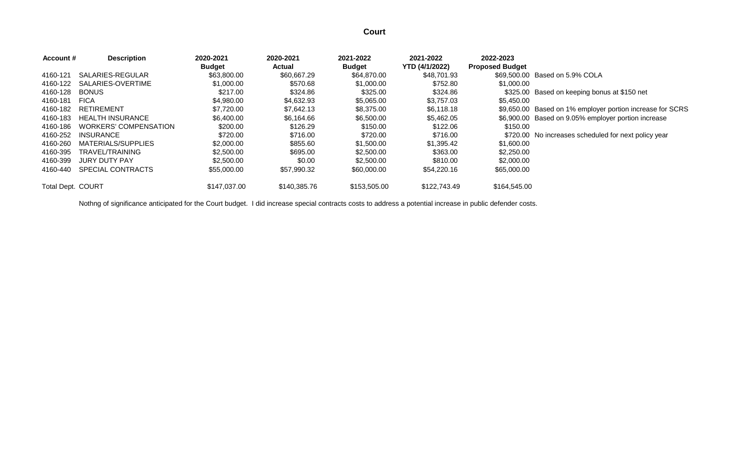# Court

| Account # | Description | 2020-2021 Budget | 2020-2021 Actual | 2021-2022 Budget | 2021-2022 YTD (4/1/2022) | 2022-2023 Proposed Budget | |
|---|---|---|---|---|---|---|---|
| 4160-121 | SALARIES-REGULAR | $63,800.00 | $60,667.29 | $64,870.00 | $48,701.93 | $69,500.00 | Based on 5.9% COLA |
| 4160-122 | SALARIES-OVERTIME | $1,000.00 | $570.68 | $1,000.00 | $752.80 | $1,000.00 | |
| 4160-128 | BONUS | $217.00 | $324.86 | $325.00 | $324.86 | $325.00 | Based on keeping bonus at $150 net |
| 4160-181 | FICA | $4,980.00 | $4,632.93 | $5,065.00 | $3,757.03 | $5,450.00 | |
| 4160-182 | RETIREMENT | $7,720.00 | $7,642.13 | $8,375.00 | $6,118.18 | $9,650.00 | Based on 1% employer portion increase for SCRS |
| 4160-183 | HEALTH INSURANCE | $6,400.00 | $6,164.66 | $6,500.00 | $5,462.05 | $6,900.00 | Based on 9.05% employer portion increase |
| 4160-186 | WORKERS' COMPENSATION | $200.00 | $126.29 | $150.00 | $122.06 | $150.00 | |
| 4160-252 | INSURANCE | $720.00 | $716.00 | $720.00 | $716.00 | $720.00 | No increases scheduled for next policy year |
| 4160-260 | MATERIALS/SUPPLIES | $2,000.00 | $855.60 | $1,500.00 | $1,395.42 | $1,600.00 | |
| 4160-395 | TRAVEL/TRAINING | $2,500.00 | $695.00 | $2,500.00 | $363.00 | $2,250.00 | |
| 4160-399 | JURY DUTY PAY | $2,500.00 | $0.00 | $2,500.00 | $810.00 | $2,000.00 | |
| 4160-440 | SPECIAL CONTRACTS | $55,000.00 | $57,990.32 | $60,000.00 | $54,220.16 | $65,000.00 | |
| Total Dept. COURT | | $147,037.00 | $140,385.76 | $153,505.00 | $122,743.49 | $164,545.00 | |

Nothng of significance anticipated for the Court budget. I did increase special contracts costs to address a potential increase in public defender costs.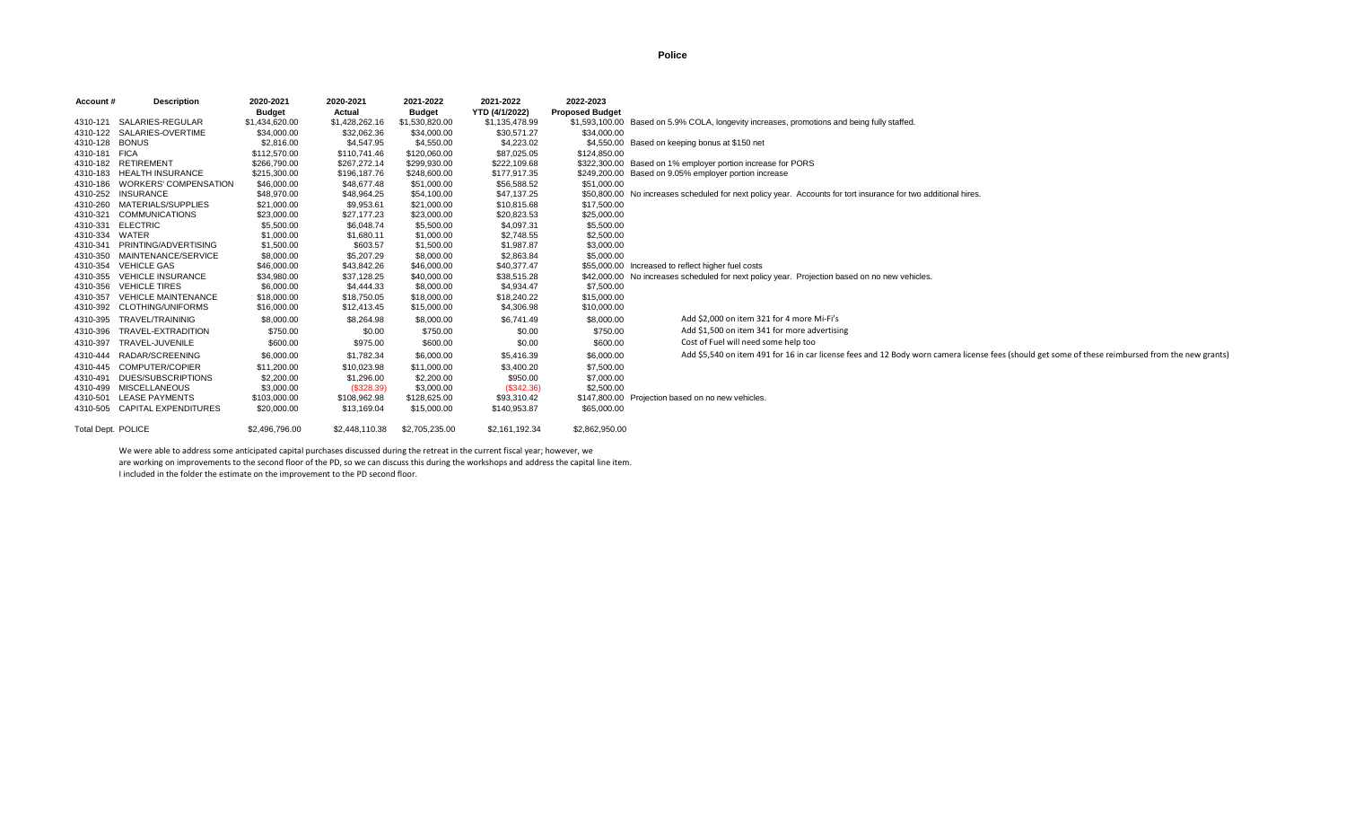# Police

| Account # | Description | 2020-2021 Budget | 2020-2021 Actual | 2021-2022 Budget | 2021-2022 YTD (4/1/2022) | 2022-2023 Proposed Budget | |
|---|---|---|---|---|---|---|---|
| 4310-121 | SALARIES-REGULAR | $1,434,620.00 | $1,428,262.16 | $1,530,820.00 | $1,135,478.99 | $1,593,100.00 | Based on 5.9% COLA, longevity increases, promotions and being fully staffed. |
| 4310-122 | SALARIES-OVERTIME | $34,000.00 | $32,062.36 | $34,000.00 | $30,571.27 | $34,000.00 | |
| 4310-128 | BONUS | $2,816.00 | $4,547.95 | $4,550.00 | $4,223.02 | $4,550.00 | Based on keeping bonus at $150 net |
| 4310-181 | FICA | $112,570.00 | $110,741.46 | $120,060.00 | $87,025.05 | $124,850.00 | |
| 4310-182 | RETIREMENT | $266,790.00 | $267,272.14 | $299,930.00 | $222,109.68 | $322,300.00 | Based on 1% employer portion increase for PORS |
| 4310-183 | HEALTH INSURANCE | $215,300.00 | $196,187.76 | $248,600.00 | $177,917.35 | $249,200.00 | Based on 9.05% employer portion increase |
| 4310-186 | WORKERS' COMPENSATION | $46,000.00 | $48,677.48 | $51,000.00 | $56,588.52 | $51,000.00 | |
| 4310-252 | INSURANCE | $48,970.00 | $48,964.25 | $54,100.00 | $47,137.25 | $50,800.00 | No increases scheduled for next policy year. Accounts for tort insurance for two additional hires. |
| 4310-260 | MATERIALS/SUPPLIES | $21,000.00 | $9,953.61 | $21,000.00 | $10,815.68 | $17,500.00 | |
| 4310-321 | COMMUNICATIONS | $23,000.00 | $27,177.23 | $23,000.00 | $20,823.53 | $25,000.00 | |
| 4310-331 | ELECTRIC | $5,500.00 | $6,048.74 | $5,500.00 | $4,097.31 | $5,500.00 | |
| 4310-334 | WATER | $1,000.00 | $1,680.11 | $1,000.00 | $2,748.55 | $2,500.00 | |
| 4310-341 | PRINTING/ADVERTISING | $1,500.00 | $603.57 | $1,500.00 | $1,987.87 | $3,000.00 | |
| 4310-350 | MAINTENANCE/SERVICE | $8,000.00 | $5,207.29 | $8,000.00 | $2,863.84 | $5,000.00 | |
| 4310-354 | VEHICLE GAS | $46,000.00 | $43,842.26 | $46,000.00 | $40,377.47 | $55,000.00 | Increased to reflect higher fuel costs |
| 4310-355 | VEHICLE INSURANCE | $34,980.00 | $37,128.25 | $40,000.00 | $38,515.28 | $42,000.00 | No increases scheduled for next policy year. Projection based on no new vehicles. |
| 4310-356 | VEHICLE TIRES | $6,000.00 | $4,444.33 | $8,000.00 | $4,934.47 | $7,500.00 | |
| 4310-357 | VEHICLE MAINTENANCE | $18,000.00 | $18,750.05 | $18,000.00 | $18,240.22 | $15,000.00 | |
| 4310-392 | CLOTHING/UNIFORMS | $16,000.00 | $12,413.45 | $15,000.00 | $4,306.98 | $10,000.00 | |
| 4310-395 | TRAVEL/TRAININIG | $8,000.00 | $8,264.98 | $8,000.00 | $6,741.49 | $8,000.00 | Add $2,000 on item 321 for 4 more Mi-Fi's |
| 4310-396 | TRAVEL-EXTRADITION | $750.00 | $0.00 | $750.00 | $0.00 | $750.00 | Add $1,500 on item 341 for more advertising |
| 4310-397 | TRAVEL-JUVENILE | $600.00 | $975.00 | $600.00 | $0.00 | $600.00 | Cost of Fuel will need some help too |
| 4310-444 | RADAR/SCREENING | $6,000.00 | $1,782.34 | $6,000.00 | $5,416.39 | $6,000.00 | Add $5,540 on item 491 for 16 in car license fees and 12 Body worn camera license fees (should get some of these reimbursed from the new grants) |
| 4310-445 | COMPUTER/COPIER | $11,200.00 | $10,023.98 | $11,000.00 | $3,400.20 | $7,500.00 | |
| 4310-491 | DUES/SUBSCRIPTIONS | $2,200.00 | $1,296.00 | $2,200.00 | $950.00 | $7,000.00 | |
| 4310-499 | MISCELLANEOUS | $3,000.00 | ($328.39) | $3,000.00 | ($342.36) | $2,500.00 | |
| 4310-501 | LEASE PAYMENTS | $103,000.00 | $108,962.98 | $128,625.00 | $93,310.42 | $147,800.00 | Projection based on no new vehicles. |
| 4310-505 | CAPITAL EXPENDITURES | $20,000.00 | $13,169.04 | $15,000.00 | $140,953.87 | $65,000.00 | |
| Total Dept. POLICE | | $2,496,796.00 | $2,448,110.38 | $2,705,235.00 | $2,161,192.34 | $2,862,950.00 | |

We were able to address some anticipated capital purchases discussed during the retreat in the current fiscal year; however, we are working on improvements to the second floor of the PD, so we can discuss this during the workshops and address the capital line item.
I included in the folder the estimate on the improvement to the PD second floor.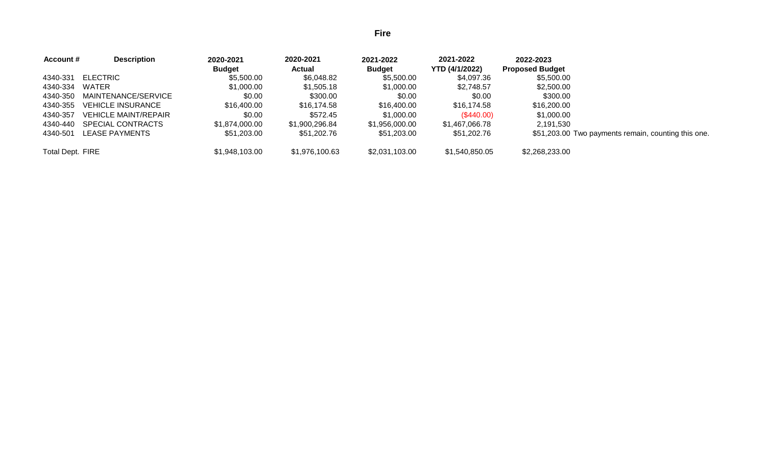# Fire

| Account # | Description | 2020-2021 Budget | 2020-2021 Actual | 2021-2022 Budget | 2021-2022 YTD (4/1/2022) | 2022-2023 Proposed Budget | |
|---|---|---|---|---|---|---|---|
| 4340-331 | ELECTRIC | $5,500.00 | $6,048.82 | $5,500.00 | $4,097.36 | $5,500.00 | |
| 4340-334 | WATER | $1,000.00 | $1,505.18 | $1,000.00 | $2,748.57 | $2,500.00 | |
| 4340-350 | MAINTENANCE/SERVICE | $0.00 | $300.00 | $0.00 | $0.00 | $300.00 | |
| 4340-355 | VEHICLE INSURANCE | $16,400.00 | $16,174.58 | $16,400.00 | $16,174.58 | $16,200.00 | |
| 4340-357 | VEHICLE MAINT/REPAIR | $0.00 | $572.45 | $1,000.00 | ($440.00) | $1,000.00 | |
| 4340-440 | SPECIAL CONTRACTS | $1,874,000.00 | $1,900,296.84 | $1,956,000.00 | $1,467,066.78 | 2,191,530 | |
| 4340-501 | LEASE PAYMENTS | $51,203.00 | $51,202.76 | $51,203.00 | $51,202.76 | $51,203.00 | Two payments remain, counting this one. |
| Total Dept. FIRE | | $1,948,103.00 | $1,976,100.63 | $2,031,103.00 | $1,540,850.05 | $2,268,233.00 | |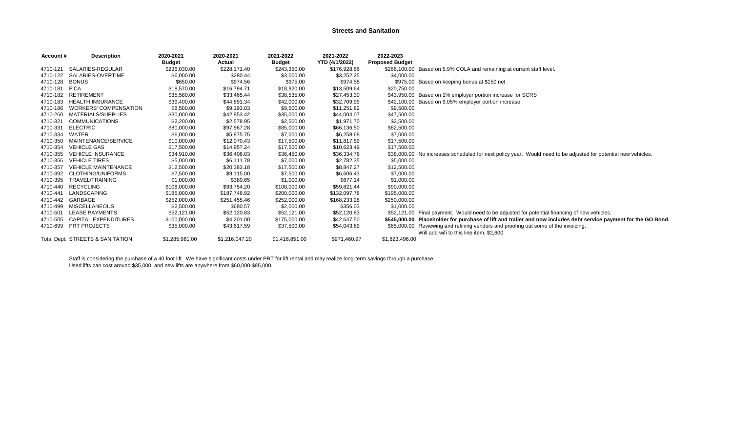## Streets and Sanitation

| Account # | Description | 2020-2021 Budget | 2020-2021 Actual | 2021-2022 Budget | 2021-2022 YTD (4/1/2022) | 2022-2023 Proposed Budget | |
|---|---|---|---|---|---|---|---|
| 4710-121 | SALARIES-REGULAR | $236,030.00 | $228,171.40 | $243,350.00 | $176,928.66 | $266,100.00 | Based on 5.9% COLA and remaining at current staff level. |
| 4710-122 | SALARIES-OVERTIME | $6,000.00 | $280.44 | $3,000.00 | $3,252.25 | $4,000.00 | |
| 4710-128 | BONUS | $650.00 | $974.56 | $975.00 | $974.58 | $975.00 | Based on keeping bonus at $150 net |
| 4710-181 | FICA | $18,570.00 | $16,794.71 | $18,920.00 | $13,509.64 | $20,750.00 | |
| 4710-182 | RETIREMENT | $35,580.00 | $33,465.44 | $38,535.00 | $27,453.30 | $43,950.00 | Based on 1% employer portion increase for SCRS |
| 4710-183 | HEALTH INSURANCE | $39,400.00 | $44,891.34 | $42,000.00 | $32,709.99 | $42,100.00 | Based on 9.05% employer portion increase |
| 4710-186 | WORKERS' COMPENSATION | $8,500.00 | $9,193.03 | $9,500.00 | $11,251.82 | $9,500.00 | |
| 4710-260 | MATERIALS/SUPPLIES | $30,000.00 | $42,853.42 | $35,000.00 | $44,004.07 | $47,500.00 | |
| 4710-321 | COMMUNICATIONS | $2,200.00 | $2,578.95 | $2,500.00 | $1,971.70 | $2,500.00 | |
| 4710-331 | ELECTRIC | $80,000.00 | $97,967.28 | $85,000.00 | $66,136.50 | $82,500.00 | |
| 4710-334 | WATER | $6,000.00 | $5,875.75 | $7,000.00 | $6,258.68 | $7,000.00 | |
| 4710-350 | MAINTENANCE/SERVICE | $10,000.00 | $12,070.43 | $17,500.00 | $11,817.59 | $17,500.00 | |
| 4710-354 | VEHICLE GAS | $17,500.00 | $14,957.24 | $17,500.00 | $10,623.49 | $17,500.00 | |
| 4710-355 | VEHICLE INSURANCE | $34,910.00 | $36,406.03 | $36,450.00 | $36,334.76 | $38,000.00 | No increases scheduled for next policy year. Would need to be adjusted for potential new vehicles. |
| 4710-356 | VEHICLE TIRES | $5,000.00 | $6,111.78 | $7,000.00 | $2,782.35 | $5,000.00 | |
| 4710-357 | VEHICLE MAINTENANCE | $12,500.00 | $20,383.18 | $17,500.00 | $8,847.27 | $12,500.00 | |
| 4710-392 | CLOTHING/UNIFORMS | $7,500.00 | $9,115.00 | $7,500.00 | $6,606.43 | $7,000.00 | |
| 4710-395 | TRAVEL/TRAINING | $1,000.00 | $380.65 | $1,000.00 | $677.14 | $1,000.00 | |
| 4710-440 | RECYCLING | $108,000.00 | $93,754.20 | $108,000.00 | $59,821.44 | $90,000.00 | |
| 4710-441 | LANDSCAPING | $185,000.00 | $187,746.92 | $200,000.00 | $132,097.78 | $195,000.00 | |
| 4710-442 | GARBAGE | $252,000.00 | $251,455.46 | $252,000.00 | $168,233.28 | $250,000.00 | |
| 4710-499 | MISCELLANEOUS | $2,500.00 | $680.57 | $2,000.00 | $356.03 | $1,000.00 | |
| 4710-501 | LEASE PAYMENTS | $52,121.00 | $52,120.83 | $52,121.00 | $52,120.83 | $52,121.00 | Final payment. Would need to be adjusted for potential financing of new vehicles. |
| 4710-505 | CAPITAL EXPENDITURES | $100,000.00 | $4,201.00 | $175,000.00 | $42,647.50 | **$545,000.00** | **Placeholder for purchase of lift and trailer and now includes debt service payment for the GO Bond.** |
| 4710-699 | PRT PROJECTS | $35,000.00 | $43,617.59 | $37,500.00 | $54,043.89 | $65,000.00 | Reviewing and refining vendors and proofing out some of the invoicing. Will add wifi to this line item, $2,600 |
| Total Dept. STREETS & SANITATION | | $1,285,961.00 | $1,216,047.20 | $1,416,851.00 | $971,460.97 | $1,823,496.00 | |

Staff is considering the purchase of a 40 foot lift. We have significant costs under PRT for lift rental and may realize long-term savings through a purchase.
Used lifts can cost around $35,000, and new lifts are anywhere from $60,000-$85,000.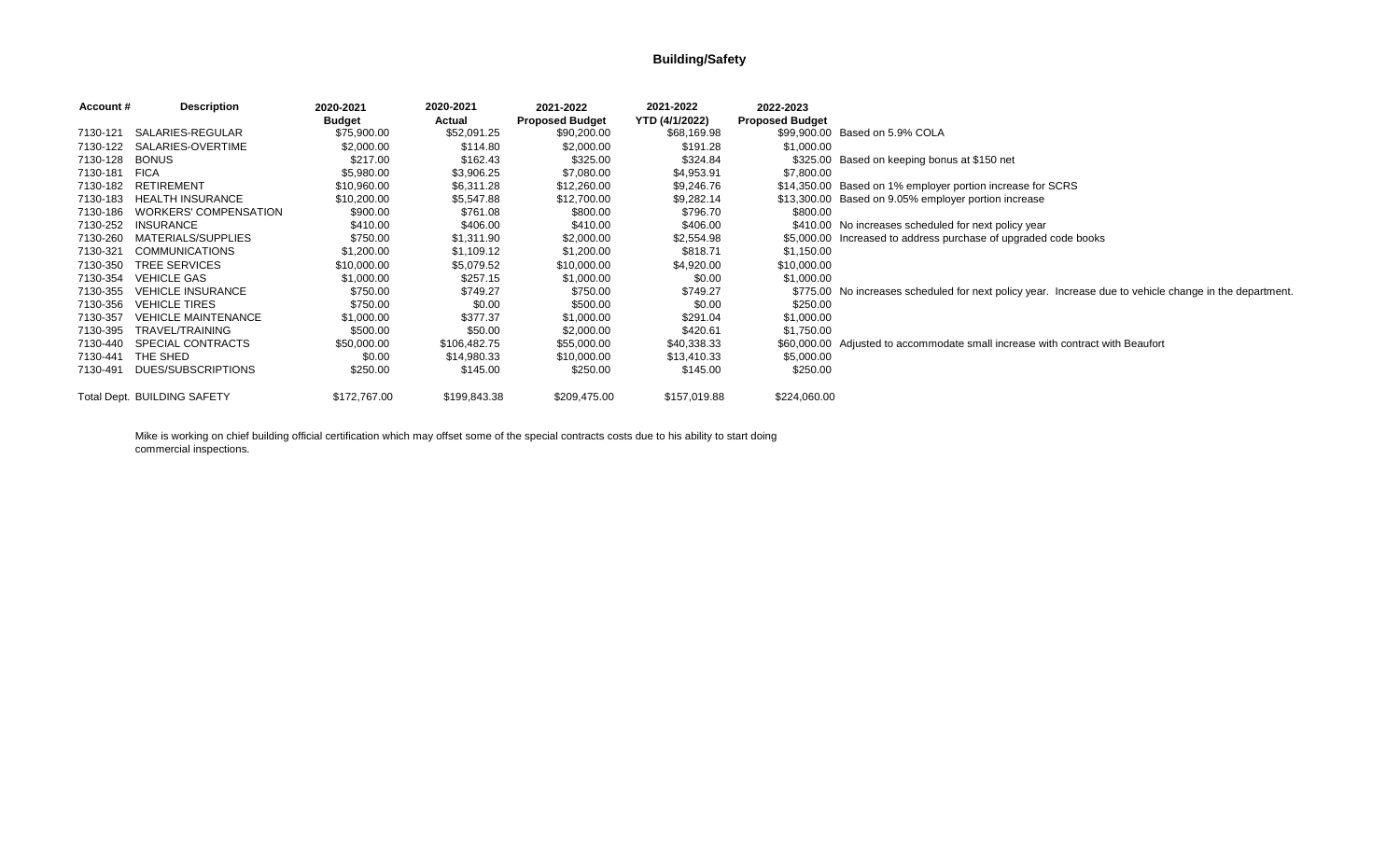## Building/Safety

| Account # | Description | 2020-2021 Budget | 2020-2021 Actual | 2021-2022 Proposed Budget | 2021-2022 YTD (4/1/2022) | 2022-2023 Proposed Budget | |
|---|---|---|---|---|---|---|---|
| 7130-121 | SALARIES-REGULAR | $75,900.00 | $52,091.25 | $90,200.00 | $68,169.98 | $99,900.00 | Based on 5.9% COLA |
| 7130-122 | SALARIES-OVERTIME | $2,000.00 | $114.80 | $2,000.00 | $191.28 | $1,000.00 | |
| 7130-128 | BONUS | $217.00 | $162.43 | $325.00 | $324.84 | $325.00 | Based on keeping bonus at $150 net |
| 7130-181 | FICA | $5,980.00 | $3,906.25 | $7,080.00 | $4,953.91 | $7,800.00 | |
| 7130-182 | RETIREMENT | $10,960.00 | $6,311.28 | $12,260.00 | $9,246.76 | $14,350.00 | Based on 1% employer portion increase for SCRS |
| 7130-183 | HEALTH INSURANCE | $10,200.00 | $5,547.88 | $12,700.00 | $9,282.14 | $13,300.00 | Based on 9.05% employer portion increase |
| 7130-186 | WORKERS' COMPENSATION | $900.00 | $761.08 | $800.00 | $796.70 | $800.00 | |
| 7130-252 | INSURANCE | $410.00 | $406.00 | $410.00 | $406.00 | $410.00 | No increases scheduled for next policy year |
| 7130-260 | MATERIALS/SUPPLIES | $750.00 | $1,311.90 | $2,000.00 | $2,554.98 | $5,000.00 | Increased to address purchase of upgraded code books |
| 7130-321 | COMMUNICATIONS | $1,200.00 | $1,109.12 | $1,200.00 | $818.71 | $1,150.00 | |
| 7130-350 | TREE SERVICES | $10,000.00 | $5,079.52 | $10,000.00 | $4,920.00 | $10,000.00 | |
| 7130-354 | VEHICLE GAS | $1,000.00 | $257.15 | $1,000.00 | $0.00 | $1,000.00 | |
| 7130-355 | VEHICLE INSURANCE | $750.00 | $749.27 | $750.00 | $749.27 | $775.00 | No increases scheduled for next policy year. Increase due to vehicle change in the department. |
| 7130-356 | VEHICLE TIRES | $750.00 | $0.00 | $500.00 | $0.00 | $250.00 | |
| 7130-357 | VEHICLE MAINTENANCE | $1,000.00 | $377.37 | $1,000.00 | $291.04 | $1,000.00 | |
| 7130-395 | TRAVEL/TRAINING | $500.00 | $50.00 | $2,000.00 | $420.61 | $1,750.00 | |
| 7130-440 | SPECIAL CONTRACTS | $50,000.00 | $106,482.75 | $55,000.00 | $40,338.33 | $60,000.00 | Adjusted to accommodate small increase with contract with Beaufort |
| 7130-441 | THE SHED | $0.00 | $14,980.33 | $10,000.00 | $13,410.33 | $5,000.00 | |
| 7130-491 | DUES/SUBSCRIPTIONS | $250.00 | $145.00 | $250.00 | $145.00 | $250.00 | |
| Total Dept. BUILDING SAFETY | | $172,767.00 | $199,843.38 | $209,475.00 | $157,019.88 | $224,060.00 | |

Mike is working on chief building official certification which may offset some of the special contracts costs due to his ability to start doing commercial inspections.